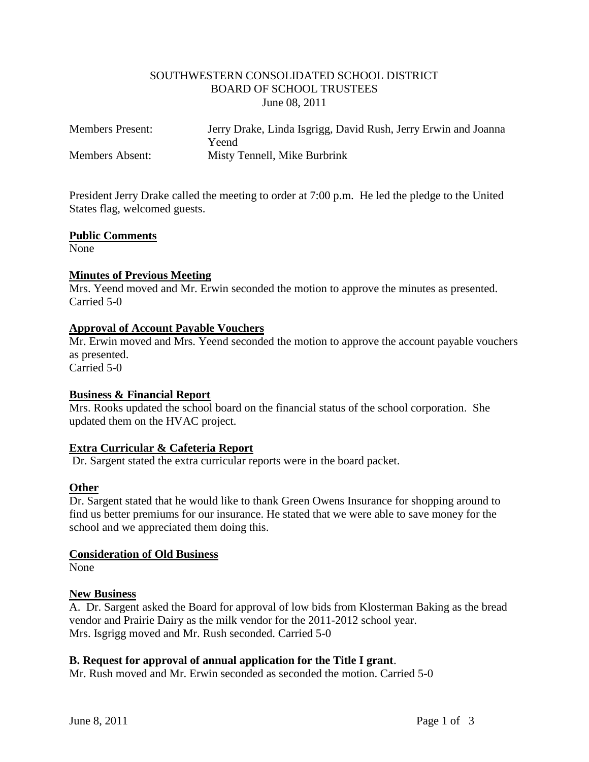SOUTHWESTERN CONSOLIDATED SCHOOL DISTRICT
BOARD OF SCHOOL TRUSTEES
June 08, 2011

Members Present: Jerry Drake, Linda Isgrigg, David Rush, Jerry Erwin and Joanna Yeend
Members Absent: Misty Tennell, Mike Burbrink

President Jerry Drake called the meeting to order at 7:00 p.m. He led the pledge to the United States flag, welcomed guests.

**Public Comments**
None

**Minutes of Previous Meeting**
Mrs. Yeend moved and Mr. Erwin seconded the motion to approve the minutes as presented.
Carried 5-0

**Approval of Account Payable Vouchers**
Mr. Erwin moved and Mrs. Yeend seconded the motion to approve the account payable vouchers as presented.
Carried 5-0

**Business & Financial Report**
Mrs. Rooks updated the school board on the financial status of the school corporation. She updated them on the HVAC project.

**Extra Curricular & Cafeteria Report**
Dr. Sargent stated the extra curricular reports were in the board packet.

**Other**
Dr. Sargent stated that he would like to thank Green Owens Insurance for shopping around to find us better premiums for our insurance. He stated that we were able to save money for the school and we appreciated them doing this.

**Consideration of Old Business**
None

**New Business**
A. Dr. Sargent asked the Board for approval of low bids from Klosterman Baking as the bread vendor and Prairie Dairy as the milk vendor for the 2011-2012 school year.
Mrs. Isgrigg moved and Mr. Rush seconded. Carried 5-0

**B. Request for approval of annual application for the Title I grant**.
Mr. Rush moved and Mr. Erwin seconded as seconded the motion. Carried 5-0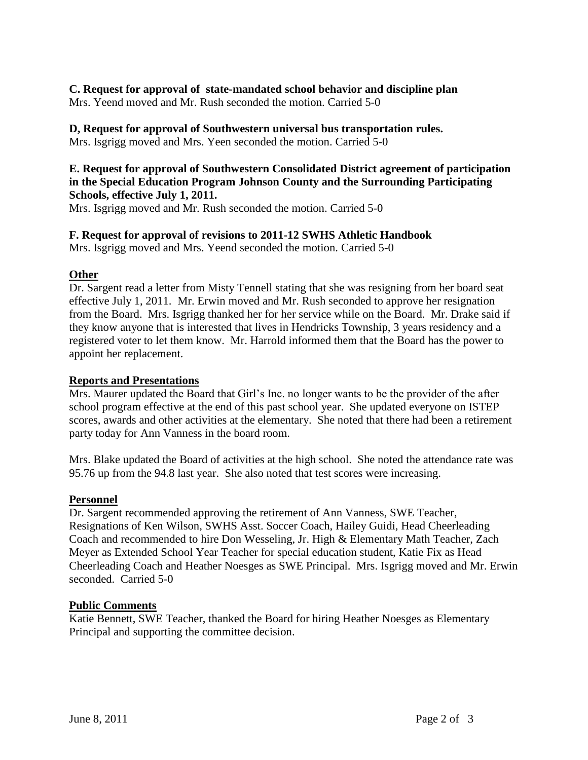**C. Request for approval of  state-mandated school behavior and discipline plan**
Mrs. Yeend moved and Mr. Rush seconded the motion. Carried 5-0

**D, Request for approval of Southwestern universal bus transportation rules.**
Mrs. Isgrigg moved and Mrs. Yeen seconded the motion. Carried 5-0

**E. Request for approval of Southwestern Consolidated District agreement of participation in the Special Education Program Johnson County and the Surrounding Participating Schools, effective July 1, 2011.**
Mrs. Isgrigg moved and Mr. Rush seconded the motion. Carried 5-0

**F. Request for approval of revisions to 2011-12 SWHS Athletic Handbook**
Mrs. Isgrigg moved and Mrs. Yeend seconded the motion. Carried 5-0

**Other**

Dr. Sargent read a letter from Misty Tennell stating that she was resigning from her board seat effective July 1, 2011. Mr. Erwin moved and Mr. Rush seconded to approve her resignation from the Board. Mrs. Isgrigg thanked her for her service while on the Board. Mr. Drake said if they know anyone that is interested that lives in Hendricks Township, 3 years residency and a registered voter to let them know. Mr. Harrold informed them that the Board has the power to appoint her replacement.

**Reports and Presentations**

Mrs. Maurer updated the Board that Girl's Inc. no longer wants to be the provider of the after school program effective at the end of this past school year. She updated everyone on ISTEP scores, awards and other activities at the elementary. She noted that there had been a retirement party today for Ann Vanness in the board room.

Mrs. Blake updated the Board of activities at the high school. She noted the attendance rate was 95.76 up from the 94.8 last year. She also noted that test scores were increasing.

**Personnel**

Dr. Sargent recommended approving the retirement of Ann Vanness, SWE Teacher, Resignations of Ken Wilson, SWHS Asst. Soccer Coach, Hailey Guidi, Head Cheerleading Coach and recommended to hire Don Wesseling, Jr. High & Elementary Math Teacher, Zach Meyer as Extended School Year Teacher for special education student, Katie Fix as Head Cheerleading Coach and Heather Noesges as SWE Principal. Mrs. Isgrigg moved and Mr. Erwin seconded. Carried 5-0

**Public Comments**

Katie Bennett, SWE Teacher, thanked the Board for hiring Heather Noesges as Elementary Principal and supporting the committee decision.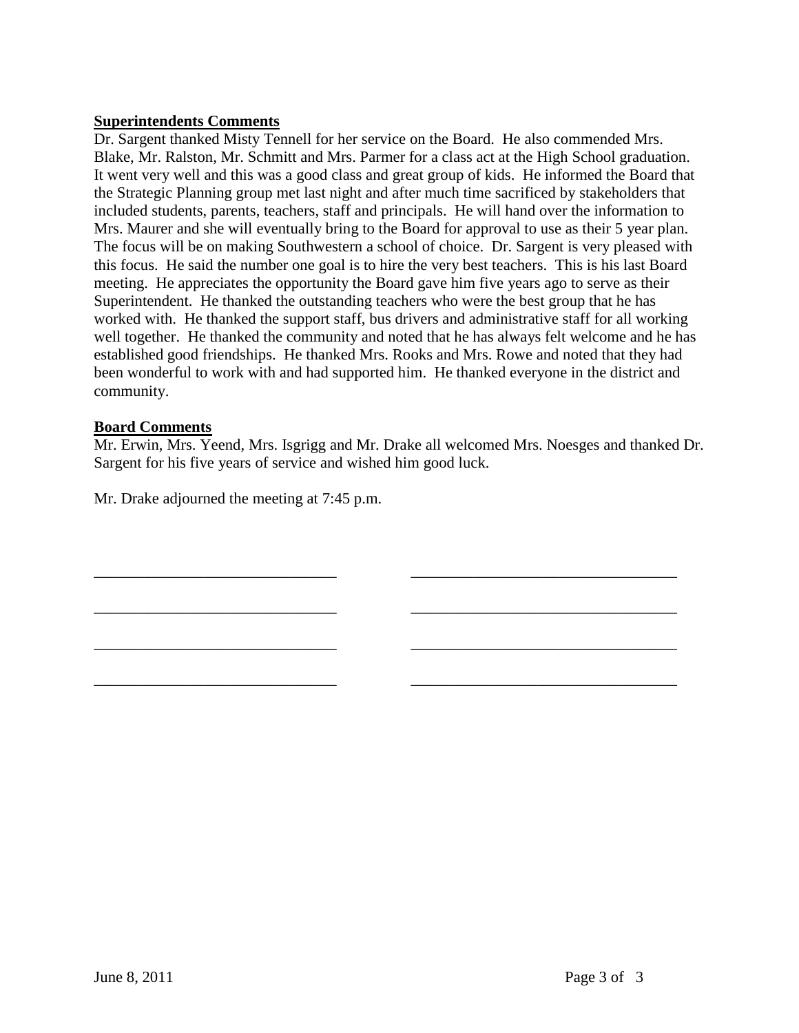**Superintendents Comments**

Dr. Sargent thanked Misty Tennell for her service on the Board. He also commended Mrs. Blake, Mr. Ralston, Mr. Schmitt and Mrs. Parmer for a class act at the High School graduation. It went very well and this was a good class and great group of kids. He informed the Board that the Strategic Planning group met last night and after much time sacrificed by stakeholders that included students, parents, teachers, staff and principals. He will hand over the information to Mrs. Maurer and she will eventually bring to the Board for approval to use as their 5 year plan. The focus will be on making Southwestern a school of choice. Dr. Sargent is very pleased with this focus. He said the number one goal is to hire the very best teachers. This is his last Board meeting. He appreciates the opportunity the Board gave him five years ago to serve as their Superintendent. He thanked the outstanding teachers who were the best group that he has worked with. He thanked the support staff, bus drivers and administrative staff for all working well together. He thanked the community and noted that he has always felt welcome and he has established good friendships. He thanked Mrs. Rooks and Mrs. Rowe and noted that they had been wonderful to work with and had supported him. He thanked everyone in the district and community.

**Board Comments**

Mr. Erwin, Mrs. Yeend, Mrs. Isgrigg and Mr. Drake all welcomed Mrs. Noesges and thanked Dr. Sargent for his five years of service and wished him good luck.

Mr. Drake adjourned the meeting at 7:45 p.m.

_______________________________ _________________________________

_______________________________ _________________________________

_______________________________ _________________________________

_______________________________ _________________________________

June 8, 2011